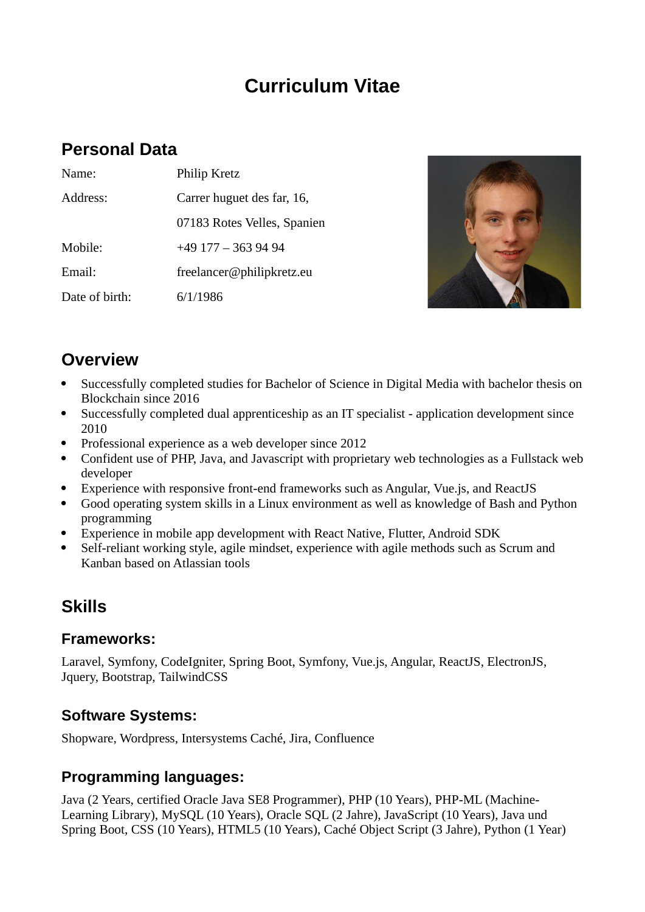# Curriculum Vitae

## Personal Data

| | |
|---|---|
| Name: | Philip Kretz |
| Address: | Carrer huguet des far, 16, |
| | 07183 Rotes Velles, Spanien |
| Mobile: | +49 177 – 363 94 94 |
| Email: | freelancer@philipkretz.eu |
| Date of birth: | 6/1/1986 |

## Overview

- Successfully completed studies for Bachelor of Science in Digital Media with bachelor thesis on Blockchain since 2016
- Successfully completed dual apprenticeship as an IT specialist - application development since 2010
- Professional experience as a web developer since 2012
- Confident use of PHP, Java, and Javascript with proprietary web technologies as a Fullstack web developer
- Experience with responsive front-end frameworks such as Angular, Vue.js, and ReactJS
- Good operating system skills in a Linux environment as well as knowledge of Bash and Python programming
- Experience in mobile app development with React Native, Flutter, Android SDK
- Self-reliant working style, agile mindset, experience with agile methods such as Scrum and Kanban based on Atlassian tools

## Skills

### Frameworks:

Laravel, Symfony, CodeIgniter, Spring Boot, Symfony, Vue.js, Angular, ReactJS, ElectronJS, Jquery, Bootstrap, TailwindCSS

### Software Systems:

Shopware, Wordpress, Intersystems Caché, Jira, Confluence

### Programming languages:

Java (2 Years, certified Oracle Java SE8 Programmer), PHP (10 Years), PHP-ML (Machine-Learning Library), MySQL (10 Years), Oracle SQL (2 Jahre), JavaScript (10 Years), Java und Spring Boot, CSS (10 Years), HTML5 (10 Years), Caché Object Script (3 Jahre), Python (1 Year)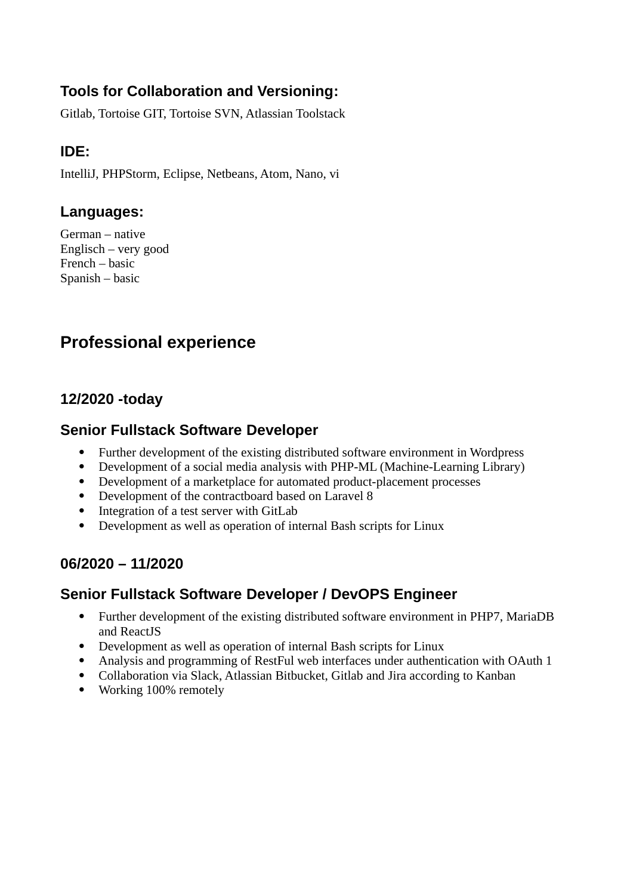### Tools for Collaboration and Versioning:

Gitlab, Tortoise GIT, Tortoise SVN, Atlassian Toolstack

### IDE:

IntelliJ, PHPStorm, Eclipse, Netbeans, Atom, Nano, vi

### Languages:

German – native
Englisch – very good
French – basic
Spanish – basic

## Professional experience

### 12/2020 -today

### Senior Fullstack Software Developer

- Further development of the existing distributed software environment in Wordpress
- Development of a social media analysis with PHP-ML (Machine-Learning Library)
- Development of a marketplace for automated product-placement processes
- Development of the contractboard based on Laravel 8
- Integration of a test server with GitLab
- Development as well as operation of internal Bash scripts for Linux

### 06/2020 – 11/2020

### Senior Fullstack Software Developer / DevOPS Engineer

- Further development of the existing distributed software environment in PHP7, MariaDB and ReactJS
- Development as well as operation of internal Bash scripts for Linux
- Analysis and programming of RestFul web interfaces under authentication with OAuth 1
- Collaboration via Slack, Atlassian Bitbucket, Gitlab and Jira according to Kanban
- Working 100% remotely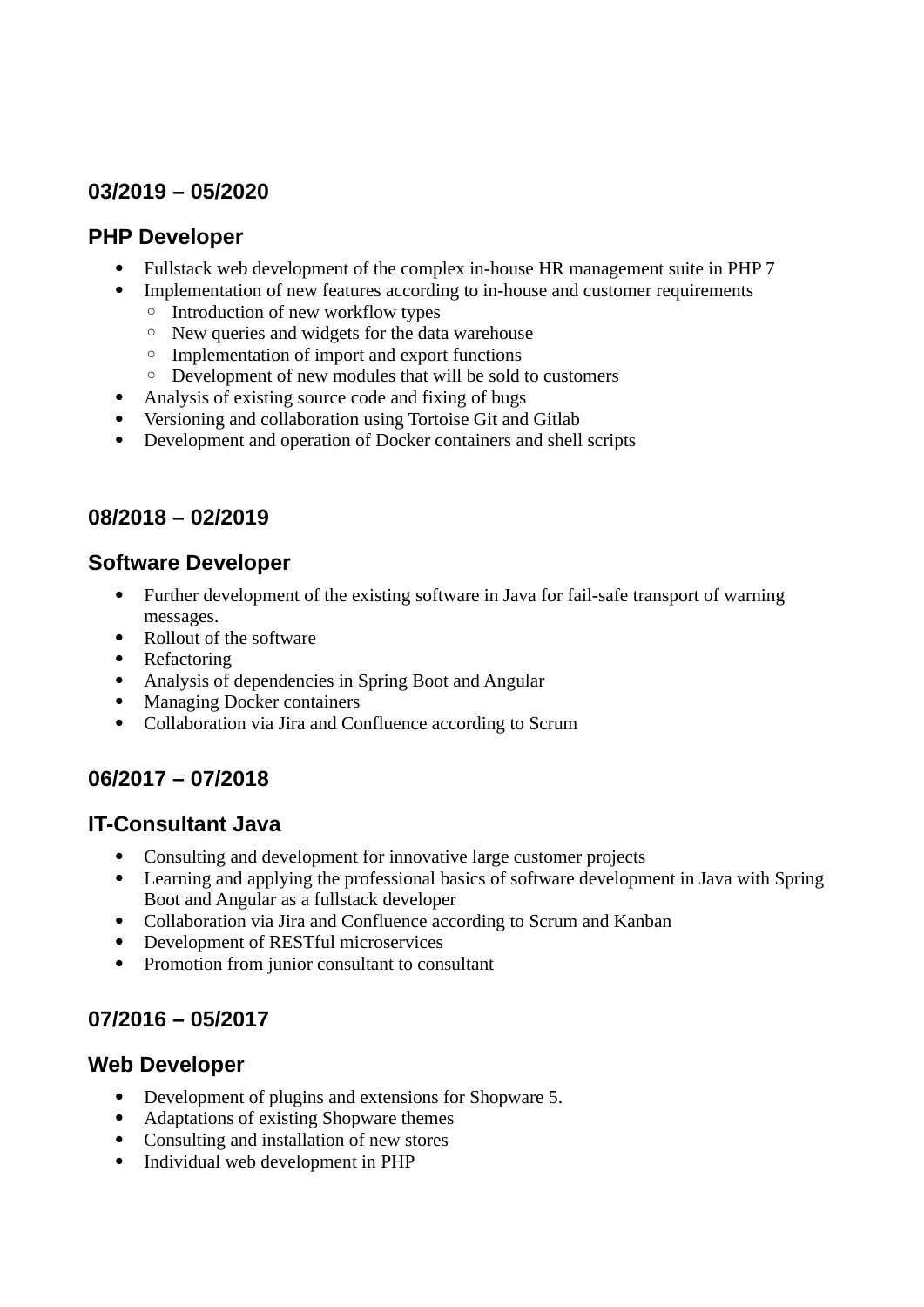### 03/2019 – 05/2020

### PHP Developer

- Fullstack web development of the complex in-house HR management suite in PHP 7
- Implementation of new features according to in-house and customer requirements
  - Introduction of new workflow types
  - New queries and widgets for the data warehouse
  - Implementation of import and export functions
  - Development of new modules that will be sold to customers
- Analysis of existing source code and fixing of bugs
- Versioning and collaboration using Tortoise Git and Gitlab
- Development and operation of Docker containers and shell scripts

### 08/2018 – 02/2019

### Software Developer

- Further development of the existing software in Java for fail-safe transport of warning messages.
- Rollout of the software
- Refactoring
- Analysis of dependencies in Spring Boot and Angular
- Managing Docker containers
- Collaboration via Jira and Confluence according to Scrum

### 06/2017 – 07/2018

### IT-Consultant Java

- Consulting and development for innovative large customer projects
- Learning and applying the professional basics of software development in Java with Spring Boot and Angular as a fullstack developer
- Collaboration via Jira and Confluence according to Scrum and Kanban
- Development of RESTful microservices
- Promotion from junior consultant to consultant

### 07/2016 – 05/2017

### Web Developer

- Development of plugins and extensions for Shopware 5.
- Adaptations of existing Shopware themes
- Consulting and installation of new stores
- Individual web development in PHP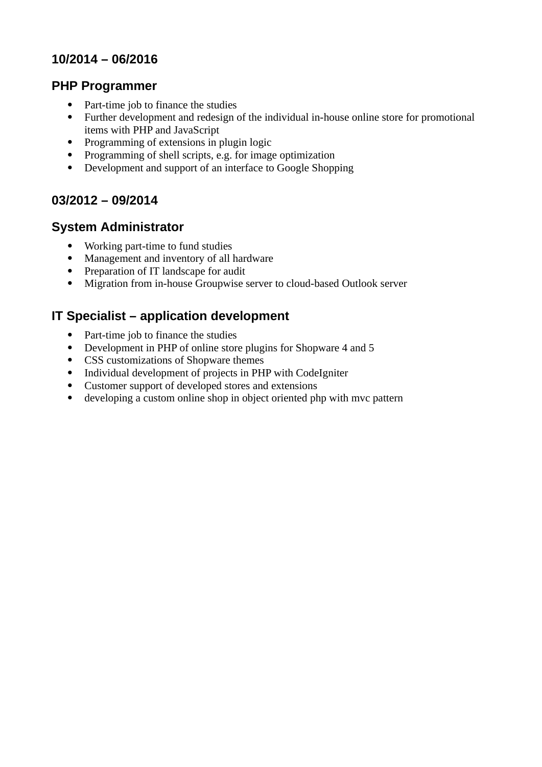### 10/2014 – 06/2016

### PHP Programmer

- Part-time job to finance the studies
- Further development and redesign of the individual in-house online store for promotional items with PHP and JavaScript
- Programming of extensions in plugin logic
- Programming of shell scripts, e.g. for image optimization
- Development and support of an interface to Google Shopping

### 03/2012 – 09/2014

### System Administrator

- Working part-time to fund studies
- Management and inventory of all hardware
- Preparation of IT landscape for audit
- Migration from in-house Groupwise server to cloud-based Outlook server

### IT Specialist – application development

- Part-time job to finance the studies
- Development in PHP of online store plugins for Shopware 4 and 5
- CSS customizations of Shopware themes
- Individual development of projects in PHP with CodeIgniter
- Customer support of developed stores and extensions
- developing a custom online shop in object oriented php with mvc pattern